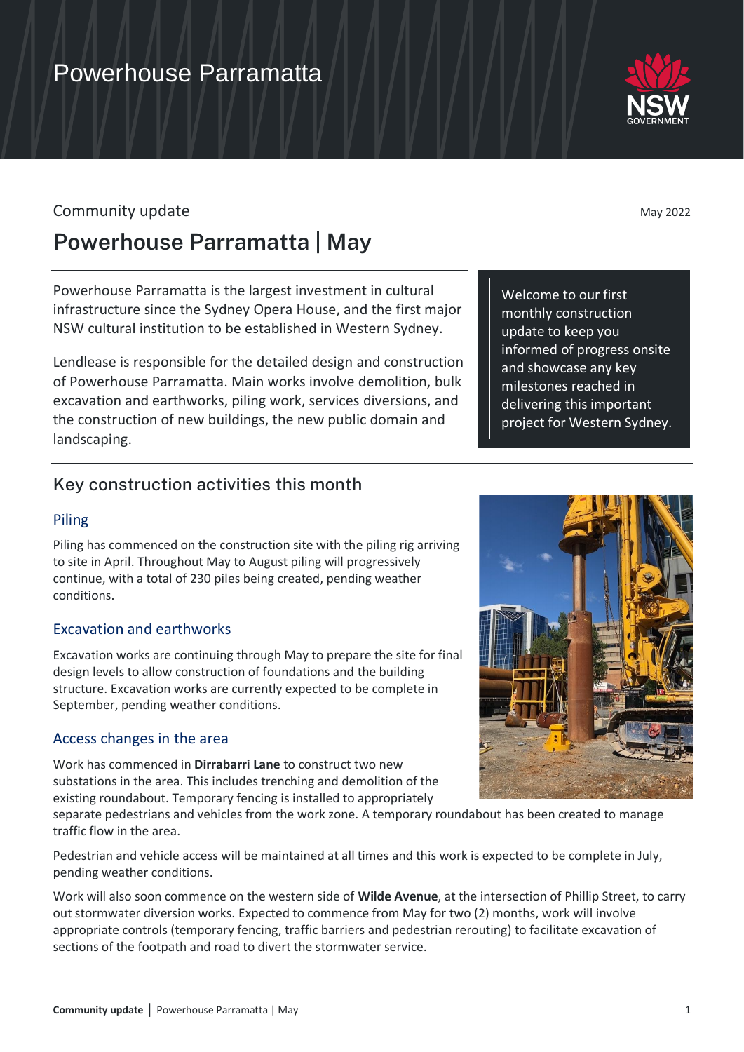# Powerhouse Parramatta

Community update

May 2022

## Powerhouse Parramatta | May

Powerhouse Parramatta is the largest investment in cultural infrastructure since the Sydney Opera House, and the first major NSW cultural institution to be established in Western Sydney.

Lendlease is responsible for the detailed design and construction of Powerhouse Parramatta. Main works involve demolition, bulk excavation and earthworks, piling work, services diversions, and the construction of new buildings, the new public domain and landscaping.

Welcome to our first monthly construction update to keep you informed of progress onsite and showcase any key milestones reached in delivering this important project for Western Sydney.

## Key construction activities this month

### Piling

Piling has commenced on the construction site with the piling rig arriving to site in April. Throughout May to August piling will progressively continue, with a total of 230 piles being created, pending weather conditions.

### Excavation and earthworks

Excavation works are continuing through May to prepare the site for final design levels to allow construction of foundations and the building structure. Excavation works are currently expected to be complete in September, pending weather conditions.

### Access changes in the area

Work has commenced in **Dirrabarri Lane** to construct two new substations in the area. This includes trenching and demolition of the existing roundabout. Temporary fencing is installed to appropriately separate pedestrians and vehicles from the work zone. A temporary roundabout has been created to manage traffic flow in the area.

Pedestrian and vehicle access will be maintained at all times and this work is expected to be complete in July, pending weather conditions.

Work will also soon commence on the western side of **Wilde Avenue**, at the intersection of Phillip Street, to carry out stormwater diversion works. Expected to commence from May for two (2) months, work will involve appropriate controls (temporary fencing, traffic barriers and pedestrian rerouting) to facilitate excavation of sections of the footpath and road to divert the stormwater service.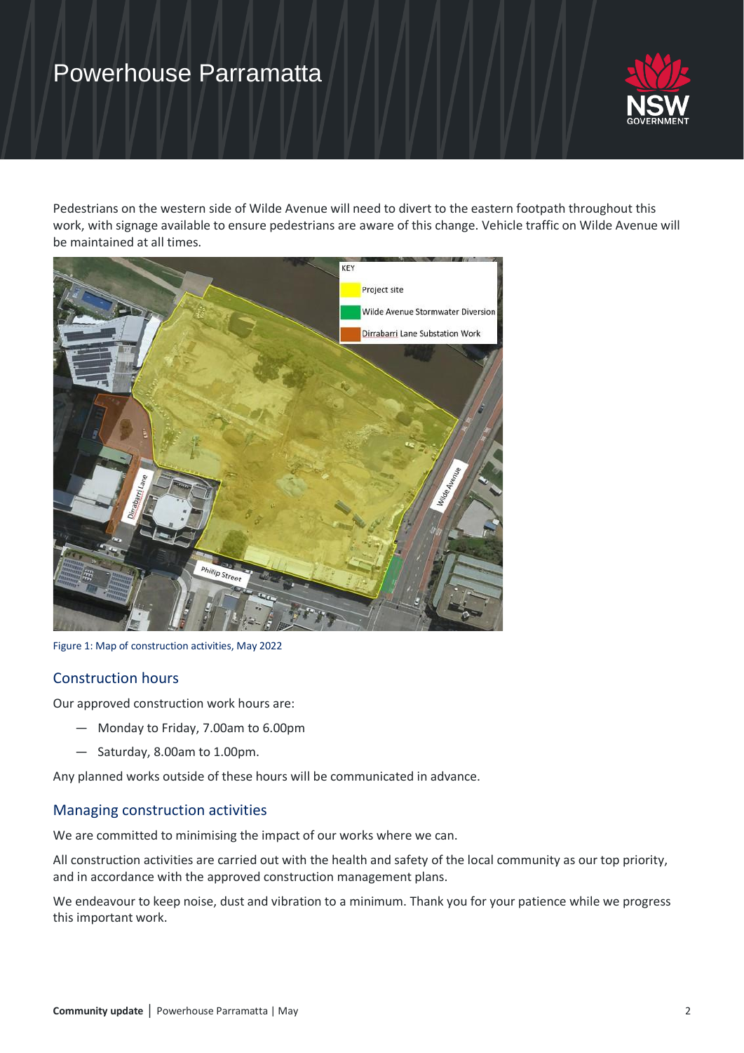Pedestrians on the western side of Wilde Avenue will need to divert to the eastern footpath throughout this work, with signage available to ensure pedestrians are aware of this change. Vehicle traffic on Wilde Avenue will be maintained at all times.

Figure 1: Map of construction activities, May 2022

## Construction hours

Our approved construction work hours are:

- Monday to Friday, 7.00am to 6.00pm
- Saturday, 8.00am to 1.00pm.

Any planned works outside of these hours will be communicated in advance.

## Managing construction activities

We are committed to minimising the impact of our works where we can.

All construction activities are carried out with the health and safety of the local community as our top priority, and in accordance with the approved construction management plans.

We endeavour to keep noise, dust and vibration to a minimum. Thank you for your patience while we progress this important work.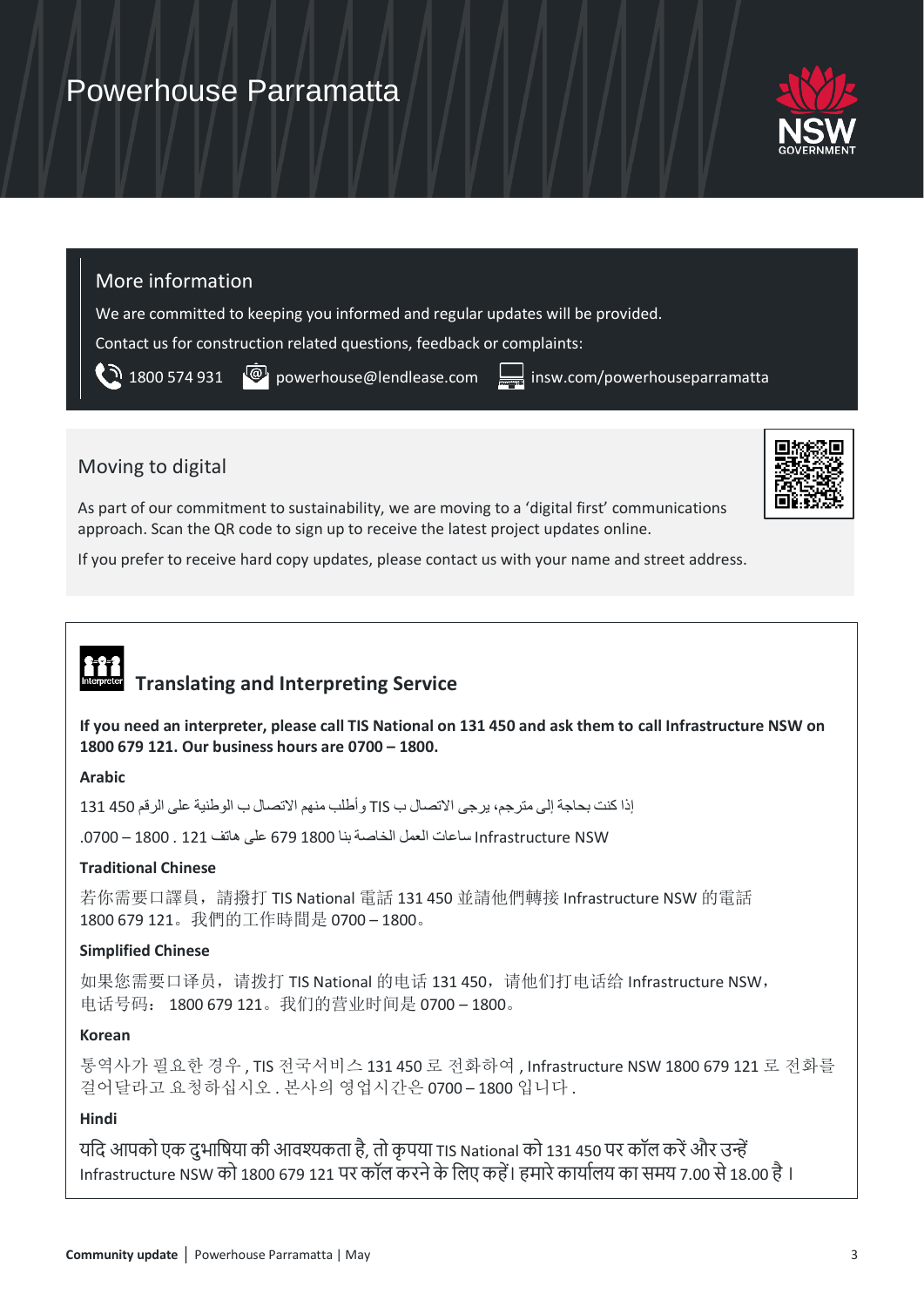# Powerhouse Parramatta

## More information

We are committed to keeping you informed and regular updates will be provided.

Contact us for construction related questions, feedback or complaints:

1800 574 931 powerhouse@lendlease.com insw.com/powerhouseparramatta

## Moving to digital

As part of our commitment to sustainability, we are moving to a 'digital first' communications approach. Scan the QR code to sign up to receive the latest project updates online.

If you prefer to receive hard copy updates, please contact us with your name and street address.

## Translating and Interpreting Service

**If you need an interpreter, please call TIS National on 131 450 and ask them to call Infrastructure NSW on 1800 679 121. Our business hours are 0700 – 1800.**

**Arabic**

إذا كنت بحاجة إلى مترجم، يرجى الاتصال ب TIS وأطلب منهم الاتصال ب الوطنية على الرقم 131 450 Infrastructure NSW ساعات العمل الخاصة بنا 1800 679 على هاتف 121 . 1800 – 0700.

**Traditional Chinese**

若你需要口譯員，請撥打 TIS National 電話 131 450 並請他們轉接 Infrastructure NSW 的電話 1800 679 121。我們的工作時間是 0700 – 1800。

**Simplified Chinese**

如果您需要口译员，请拨打 TIS National 的电话 131 450，请他们打电话给 Infrastructure NSW，电话号码： 1800 679 121。我们的营业时间是 0700 – 1800。

**Korean**

통역사가 필요한 경우 , TIS 전국서비스 131 450 로 전화하여 , Infrastructure NSW 1800 679 121 로 전화를 걸어달라고 요청하십시오 . 본사의 영업시간은 0700 – 1800 입니다 .

**Hindi**

यदि आपको एक दुभाषिया की आवश्यकता है, तो कृपया TIS National को 131 450 पर कॉल करें और उन्हें Infrastructure NSW को 1800 679 121 पर कॉल करने के लिए कहें। हमारे कार्यालय का समय 7.00 से 18.00 है ।